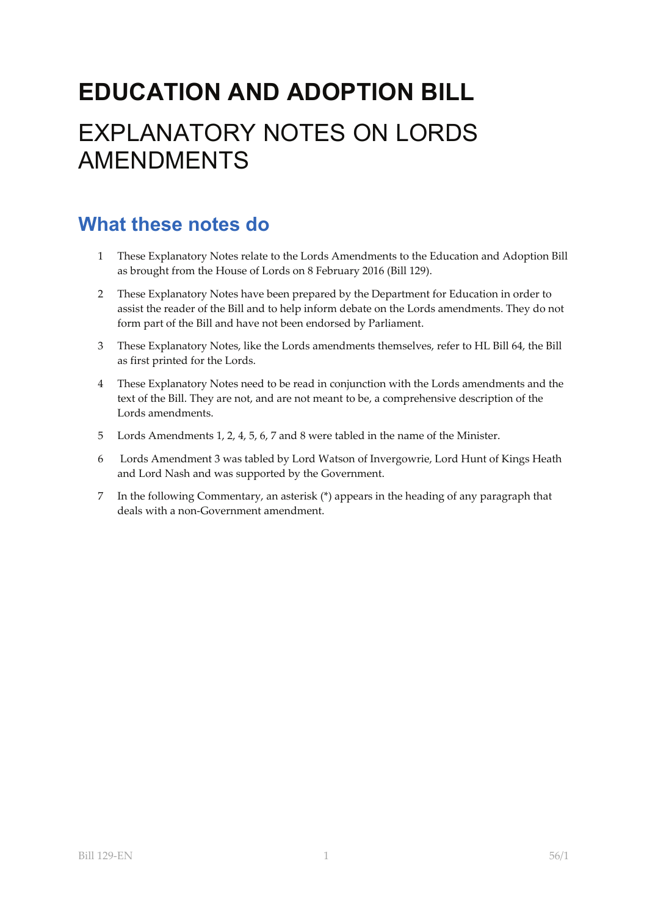# EDUCATION AND ADOPTION BILL

# EXPLANATORY NOTES ON LORDS AMENDMENTS

## What these notes do

1. These Explanatory Notes relate to the Lords Amendments to the Education and Adoption Bill as brought from the House of Lords on 8 February 2016 (Bill 129).

2. These Explanatory Notes have been prepared by the Department for Education in order to assist the reader of the Bill and to help inform debate on the Lords amendments. They do not form part of the Bill and have not been endorsed by Parliament.

3. These Explanatory Notes, like the Lords amendments themselves, refer to HL Bill 64, the Bill as first printed for the Lords.

4. These Explanatory Notes need to be read in conjunction with the Lords amendments and the text of the Bill. They are not, and are not meant to be, a comprehensive description of the Lords amendments.

5. Lords Amendments 1, 2, 4, 5, 6, 7 and 8 were tabled in the name of the Minister.

6. Lords Amendment 3 was tabled by Lord Watson of Invergowrie, Lord Hunt of Kings Heath and Lord Nash and was supported by the Government.

7. In the following Commentary, an asterisk (*) appears in the heading of any paragraph that deals with a non-Government amendment.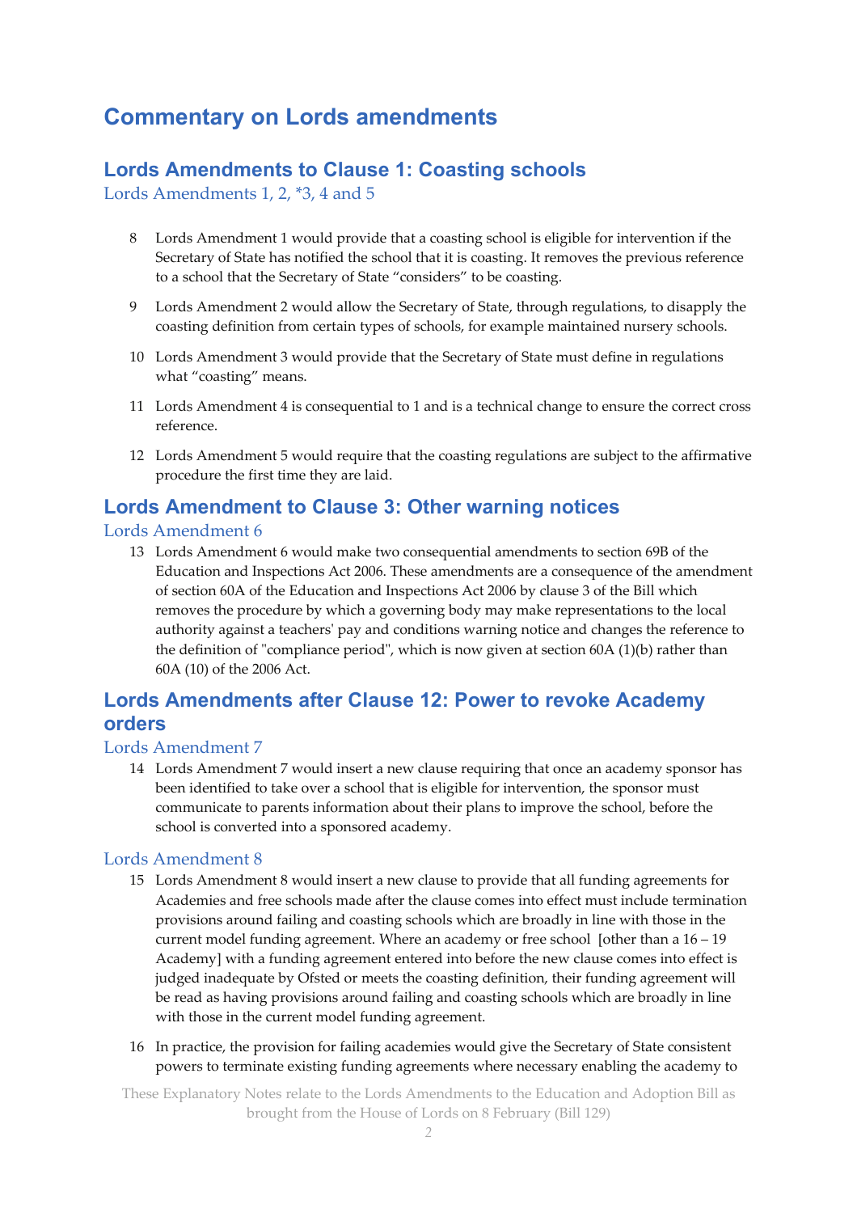# Commentary on Lords amendments

## Lords Amendments to Clause 1: Coasting schools

### Lords Amendments 1, 2, *3, 4 and 5

8 Lords Amendment 1 would provide that a coasting school is eligible for intervention if the Secretary of State has notified the school that it is coasting. It removes the previous reference to a school that the Secretary of State "considers" to be coasting.

9 Lords Amendment 2 would allow the Secretary of State, through regulations, to disapply the coasting definition from certain types of schools, for example maintained nursery schools.

10 Lords Amendment 3 would provide that the Secretary of State must define in regulations what "coasting" means.

11 Lords Amendment 4 is consequential to 1 and is a technical change to ensure the correct cross reference.

12 Lords Amendment 5 would require that the coasting regulations are subject to the affirmative procedure the first time they are laid.

## Lords Amendment to Clause 3: Other warning notices

### Lords Amendment 6

13 Lords Amendment 6 would make two consequential amendments to section 69B of the Education and Inspections Act 2006. These amendments are a consequence of the amendment of section 60A of the Education and Inspections Act 2006 by clause 3 of the Bill which removes the procedure by which a governing body may make representations to the local authority against a teachers' pay and conditions warning notice and changes the reference to the definition of "compliance period", which is now given at section 60A (1)(b) rather than 60A (10) of the 2006 Act.

## Lords Amendments after Clause 12: Power to revoke Academy orders

### Lords Amendment 7

14 Lords Amendment 7 would insert a new clause requiring that once an academy sponsor has been identified to take over a school that is eligible for intervention, the sponsor must communicate to parents information about their plans to improve the school, before the school is converted into a sponsored academy.

### Lords Amendment 8

15 Lords Amendment 8 would insert a new clause to provide that all funding agreements for Academies and free schools made after the clause comes into effect must include termination provisions around failing and coasting schools which are broadly in line with those in the current model funding agreement. Where an academy or free school [other than a 16 – 19 Academy] with a funding agreement entered into before the new clause comes into effect is judged inadequate by Ofsted or meets the coasting definition, their funding agreement will be read as having provisions around failing and coasting schools which are broadly in line with those in the current model funding agreement.

16 In practice, the provision for failing academies would give the Secretary of State consistent powers to terminate existing funding agreements where necessary enabling the academy to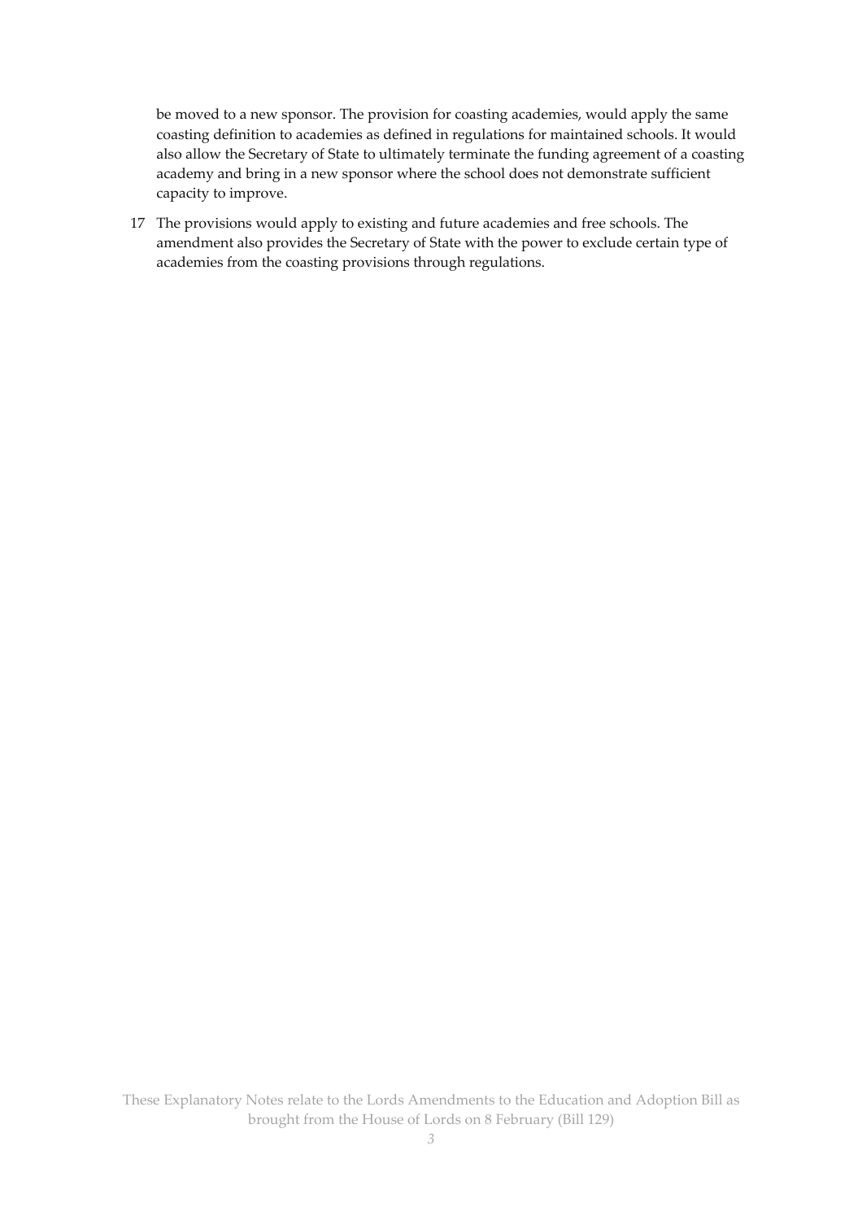be moved to a new sponsor. The provision for coasting academies, would apply the same coasting definition to academies as defined in regulations for maintained schools. It would also allow the Secretary of State to ultimately terminate the funding agreement of a coasting academy and bring in a new sponsor where the school does not demonstrate sufficient capacity to improve.

17 The provisions would apply to existing and future academies and free schools. The amendment also provides the Secretary of State with the power to exclude certain type of academies from the coasting provisions through regulations.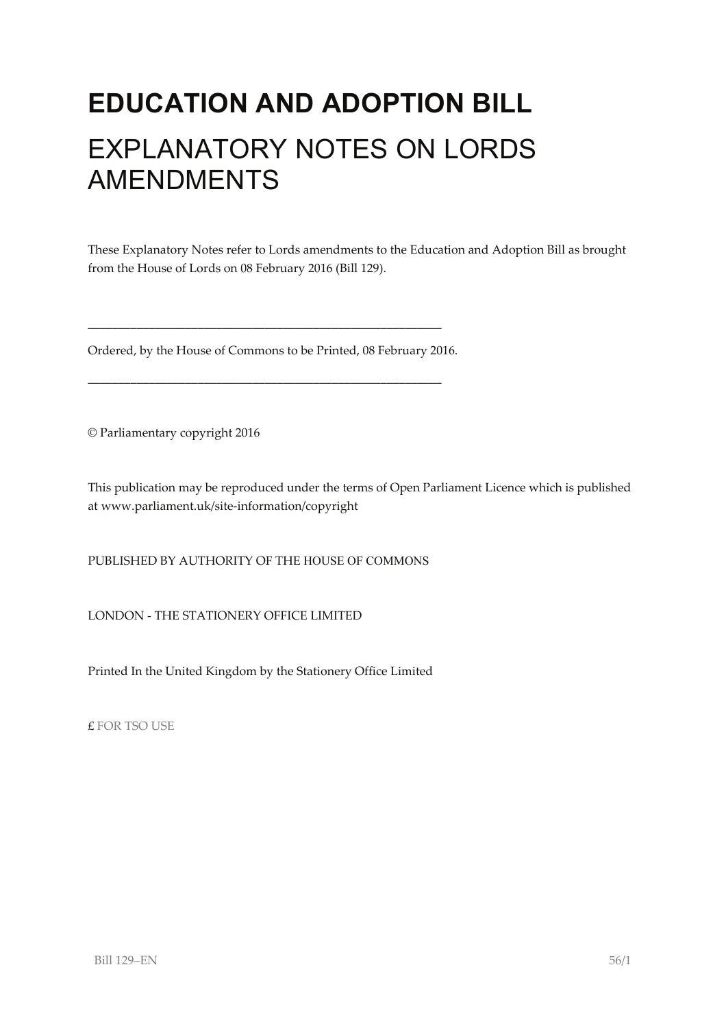# EDUCATION AND ADOPTION BILL

# EXPLANATORY NOTES ON LORDS AMENDMENTS

These Explanatory Notes refer to Lords amendments to the Education and Adoption Bill as brought from the House of Lords on 08 February 2016 (Bill 129).

---

Ordered, by the House of Commons to be Printed, 08 February 2016.

---

© Parliamentary copyright 2016

This publication may be reproduced under the terms of Open Parliament Licence which is published at www.parliament.uk/site-information/copyright

PUBLISHED BY AUTHORITY OF THE HOUSE OF COMMONS

LONDON - THE STATIONERY OFFICE LIMITED

Printed In the United Kingdom by the Stationery Office Limited

£ FOR TSO USE

Bill 129–EN 56/1